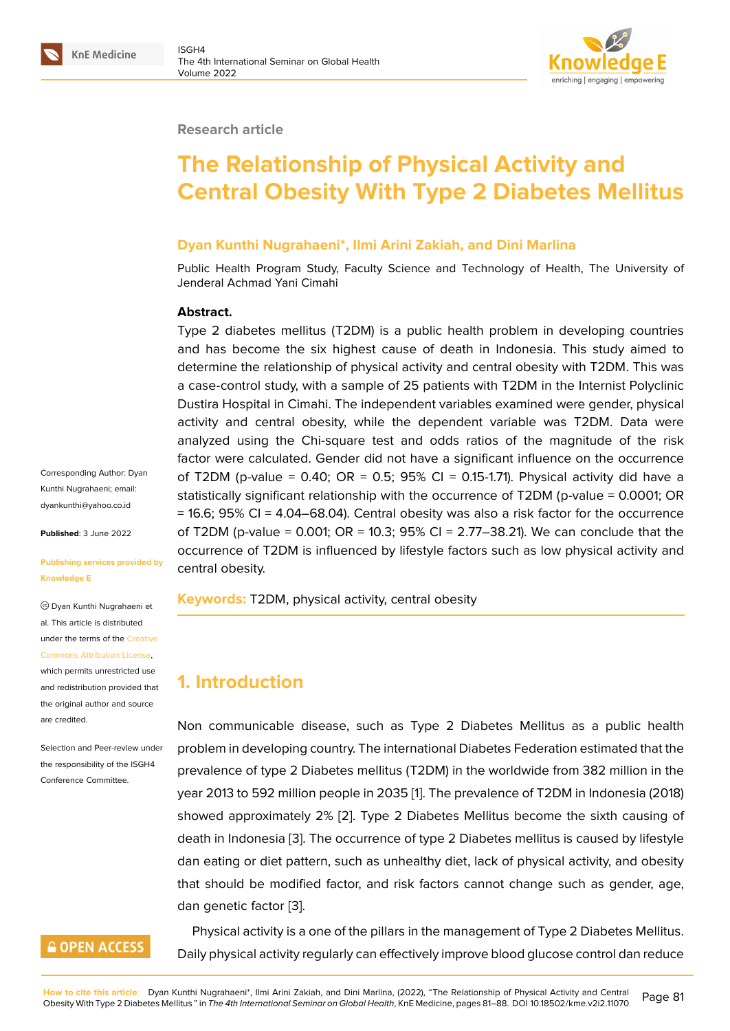Research article

# The Relationship of Physical Activity and Central Obesity With Type 2 Diabetes Mellitus

**Dyan Kunthi Nugrahaeni\*, Ilmi Arini Zakiah, and Dini Marlina**

Public Health Program Study, Faculty Science and Technology of Health, The University of Jenderal Achmad Yani Cimahi

**Abstract.**

Type 2 diabetes mellitus (T2DM) is a public health problem in developing countries and has become the six highest cause of death in Indonesia. This study aimed to determine the relationship of physical activity and central obesity with T2DM. This was a case-control study, with a sample of 25 patients with T2DM in the Internist Polyclinic Dustira Hospital in Cimahi. The independent variables examined were gender, physical activity and central obesity, while the dependent variable was T2DM. Data were analyzed using the Chi-square test and odds ratios of the magnitude of the risk factor were calculated. Gender did not have a significant influence on the occurrence of T2DM (p-value = 0.40; OR = 0.5; 95% CI = 0.15-1.71). Physical activity did have a statistically significant relationship with the occurrence of T2DM (p-value = 0.0001; OR = 16.6; 95% CI = 4.04–68.04). Central obesity was also a risk factor for the occurrence of T2DM (p-value = 0.001; OR = 10.3; 95% CI = 2.77–38.21). We can conclude that the occurrence of T2DM is influenced by lifestyle factors such as low physical activity and central obesity.

**Keywords:** T2DM, physical activity, central obesity

Corresponding Author: Dyan Kunthi Nugrahaeni; email: dyankunthi@yahoo.co.id

**Published**: 3 June 2022

Publishing services provided by Knowledge E

© Dyan Kunthi Nugrahaeni et al. This article is distributed under the terms of the Creative Commons Attribution License, which permits unrestricted use and redistribution provided that the original author and source are credited.

Selection and Peer-review under the responsibility of the ISGH4 Conference Committee.

## 1. Introduction

Non communicable disease, such as Type 2 Diabetes Mellitus as a public health problem in developing country. The international Diabetes Federation estimated that the prevalence of type 2 Diabetes mellitus (T2DM) in the worldwide from 382 million in the year 2013 to 592 million people in 2035 [1]. The prevalence of T2DM in Indonesia (2018) showed approximately 2% [2]. Type 2 Diabetes Mellitus become the sixth causing of death in Indonesia [3]. The occurrence of type 2 Diabetes mellitus is caused by lifestyle dan eating or diet pattern, such as unhealthy diet, lack of physical activity, and obesity that should be modified factor, and risk factors cannot change such as gender, age, dan genetic factor [3].

Physical activity is a one of the pillars in the management of Type 2 Diabetes Mellitus. Daily physical activity regularly can effectively improve blood glucose control dan reduce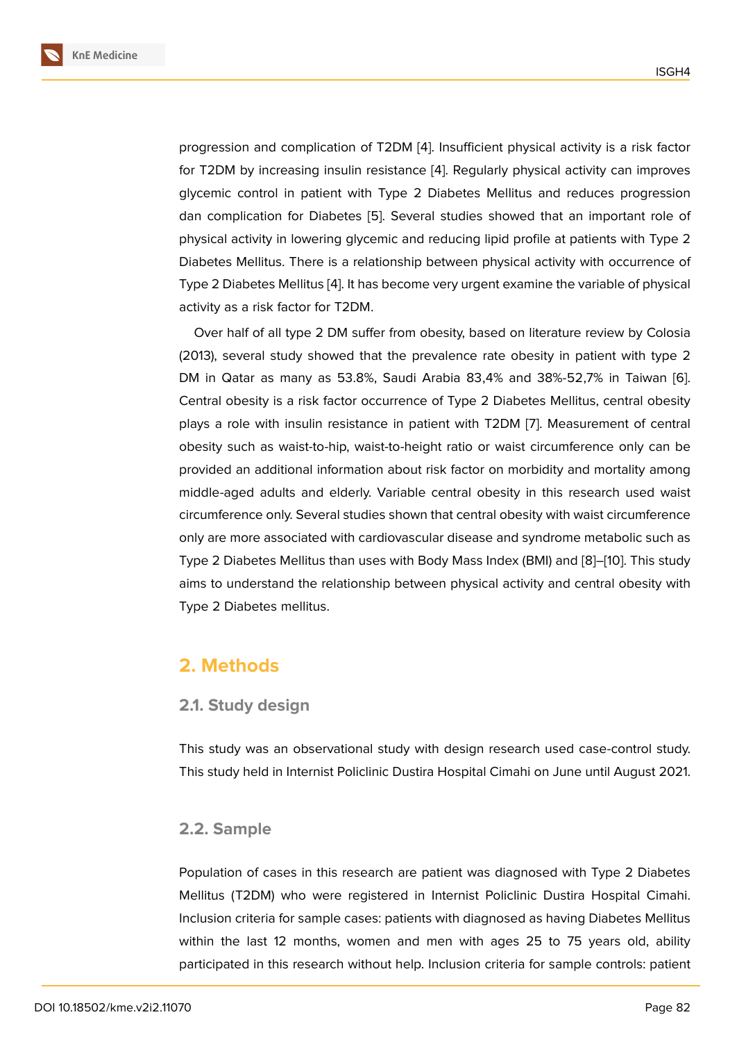progression and complication of T2DM [4]. Insufficient physical activity is a risk factor for T2DM by increasing insulin resistance [4]. Regularly physical activity can improves glycemic control in patient with Type 2 Diabetes Mellitus and reduces progression dan complication for Diabetes [5]. Several studies showed that an important role of physical activity in lowering glycemic and reducing lipid profile at patients with Type 2 Diabetes Mellitus. There is a relationship between physical activity with occurrence of Type 2 Diabetes Mellitus [4]. It has become very urgent examine the variable of physical activity as a risk factor for T2DM.

Over half of all type 2 DM suffer from obesity, based on literature review by Colosia (2013), several study showed that the prevalence rate obesity in patient with type 2 DM in Qatar as many as 53.8%, Saudi Arabia 83,4% and 38%-52,7% in Taiwan [6]. Central obesity is a risk factor occurrence of Type 2 Diabetes Mellitus, central obesity plays a role with insulin resistance in patient with T2DM [7]. Measurement of central obesity such as waist-to-hip, waist-to-height ratio or waist circumference only can be provided an additional information about risk factor on morbidity and mortality among middle-aged adults and elderly. Variable central obesity in this research used waist circumference only. Several studies shown that central obesity with waist circumference only are more associated with cardiovascular disease and syndrome metabolic such as Type 2 Diabetes Mellitus than uses with Body Mass Index (BMI) and [8]–[10]. This study aims to understand the relationship between physical activity and central obesity with Type 2 Diabetes mellitus.

## 2. Methods

### 2.1. Study design

This study was an observational study with design research used case-control study. This study held in Internist Policlinic Dustira Hospital Cimahi on June until August 2021.

### 2.2. Sample

Population of cases in this research are patient was diagnosed with Type 2 Diabetes Mellitus (T2DM) who were registered in Internist Policlinic Dustira Hospital Cimahi. Inclusion criteria for sample cases: patients with diagnosed as having Diabetes Mellitus within the last 12 months, women and men with ages 25 to 75 years old, ability participated in this research without help. Inclusion criteria for sample controls: patient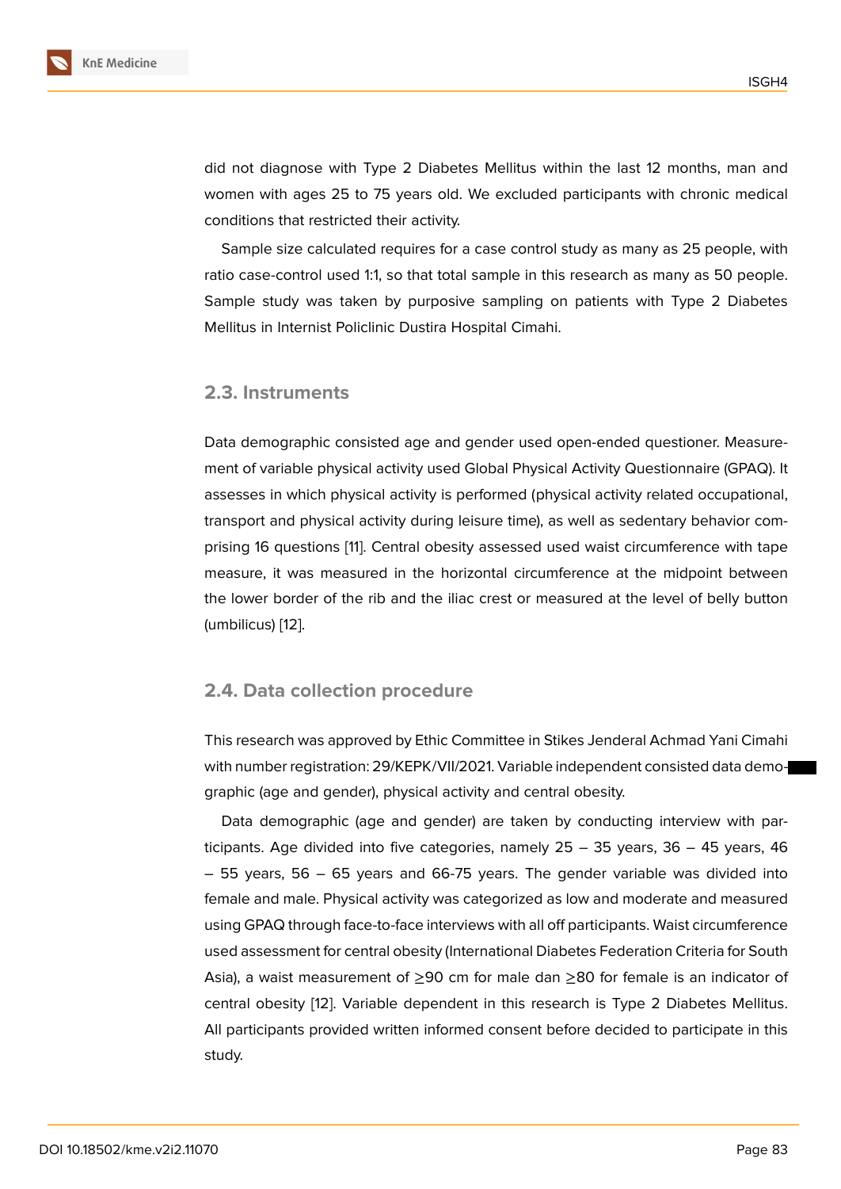did not diagnose with Type 2 Diabetes Mellitus within the last 12 months, man and women with ages 25 to 75 years old. We excluded participants with chronic medical conditions that restricted their activity.

Sample size calculated requires for a case control study as many as 25 people, with ratio case-control used 1:1, so that total sample in this research as many as 50 people. Sample study was taken by purposive sampling on patients with Type 2 Diabetes Mellitus in Internist Policlinic Dustira Hospital Cimahi.

### 2.3. Instruments

Data demographic consisted age and gender used open-ended questioner. Measurement of variable physical activity used Global Physical Activity Questionnaire (GPAQ). It assesses in which physical activity is performed (physical activity related occupational, transport and physical activity during leisure time), as well as sedentary behavior comprising 16 questions [11]. Central obesity assessed used waist circumference with tape measure, it was measured in the horizontal circumference at the midpoint between the lower border of the rib and the iliac crest or measured at the level of belly button (umbilicus) [12].

### 2.4. Data collection procedure

This research was approved by Ethic Committee in Stikes Jenderal Achmad Yani Cimahi with number registration: 29/KEPK/VII/2021. Variable independent consisted data demographic (age and gender), physical activity and central obesity.

Data demographic (age and gender) are taken by conducting interview with participants. Age divided into five categories, namely 25 – 35 years, 36 – 45 years, 46 – 55 years, 56 – 65 years and 66-75 years. The gender variable was divided into female and male. Physical activity was categorized as low and moderate and measured using GPAQ through face-to-face interviews with all off participants. Waist circumference used assessment for central obesity (International Diabetes Federation Criteria for South Asia), a waist measurement of ≥90 cm for male dan ≥80 for female is an indicator of central obesity [12]. Variable dependent in this research is Type 2 Diabetes Mellitus. All participants provided written informed consent before decided to participate in this study.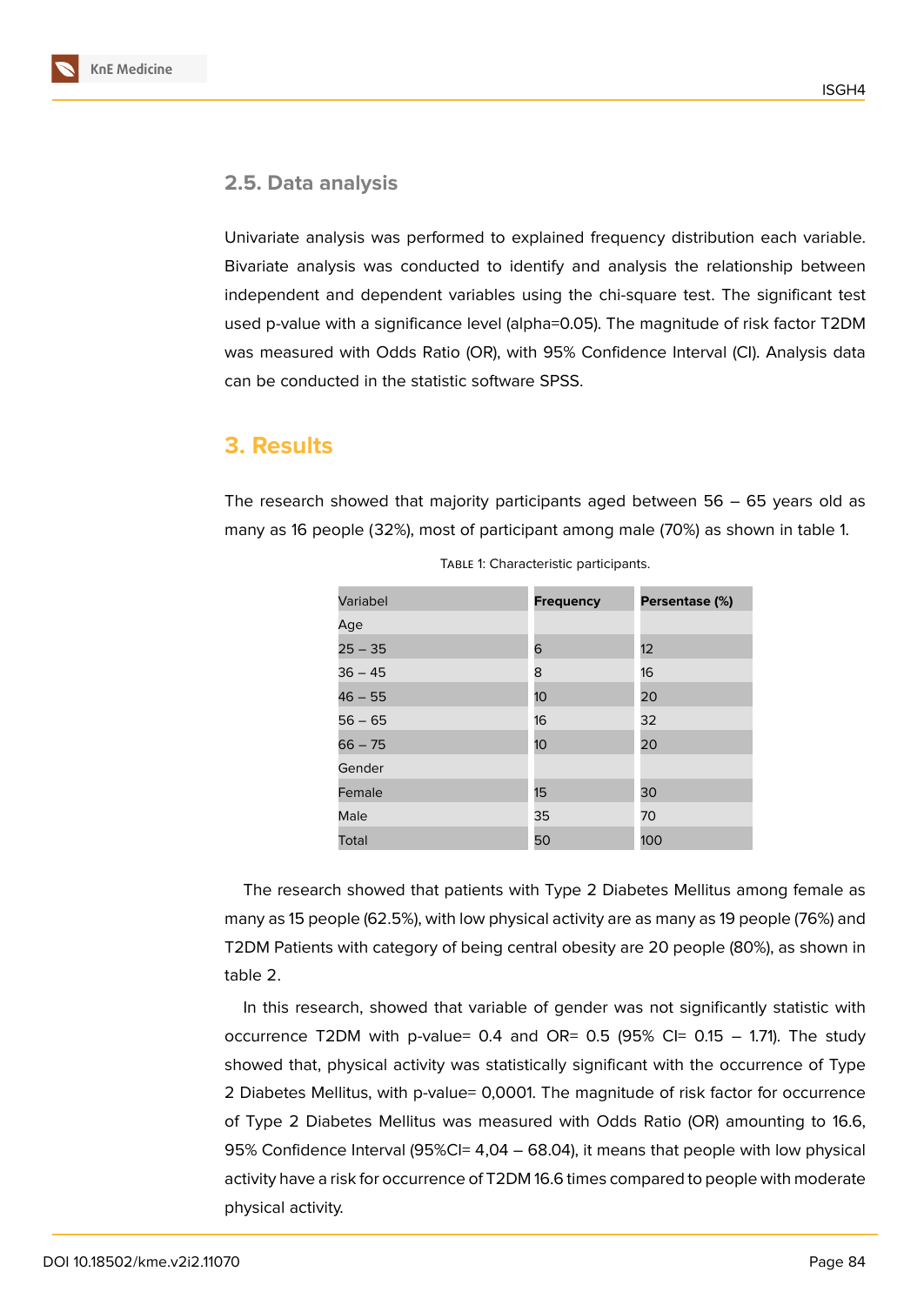### 2.5. Data analysis

Univariate analysis was performed to explained frequency distribution each variable. Bivariate analysis was conducted to identify and analysis the relationship between independent and dependent variables using the chi-square test. The significant test used p-value with a significance level (alpha=0.05). The magnitude of risk factor T2DM was measured with Odds Ratio (OR), with 95% Confidence Interval (CI). Analysis data can be conducted in the statistic software SPSS.

## 3. Results

The research showed that majority participants aged between 56 – 65 years old as many as 16 people (32%), most of participant among male (70%) as shown in table 1.

Table 1: Characteristic participants.

| Variabel | **Frequency** | **Persentase (%)** |
|---|---|---|
| Age | | |
| 25 – 35 | 6 | 12 |
| 36 – 45 | 8 | 16 |
| 46 – 55 | 10 | 20 |
| 56 – 65 | 16 | 32 |
| 66 – 75 | 10 | 20 |
| Gender | | |
| Female | 15 | 30 |
| Male | 35 | 70 |
| Total | 50 | 100 |

The research showed that patients with Type 2 Diabetes Mellitus among female as many as 15 people (62.5%), with low physical activity are as many as 19 people (76%) and T2DM Patients with category of being central obesity are 20 people (80%), as shown in table 2.

In this research, showed that variable of gender was not significantly statistic with occurrence T2DM with p-value= 0.4 and OR= 0.5 (95% CI= 0.15 – 1.71). The study showed that, physical activity was statistically significant with the occurrence of Type 2 Diabetes Mellitus, with p-value= 0,0001. The magnitude of risk factor for occurrence of Type 2 Diabetes Mellitus was measured with Odds Ratio (OR) amounting to 16.6, 95% Confidence Interval (95%CI= 4,04 – 68.04), it means that people with low physical activity have a risk for occurrence of T2DM 16.6 times compared to people with moderate physical activity.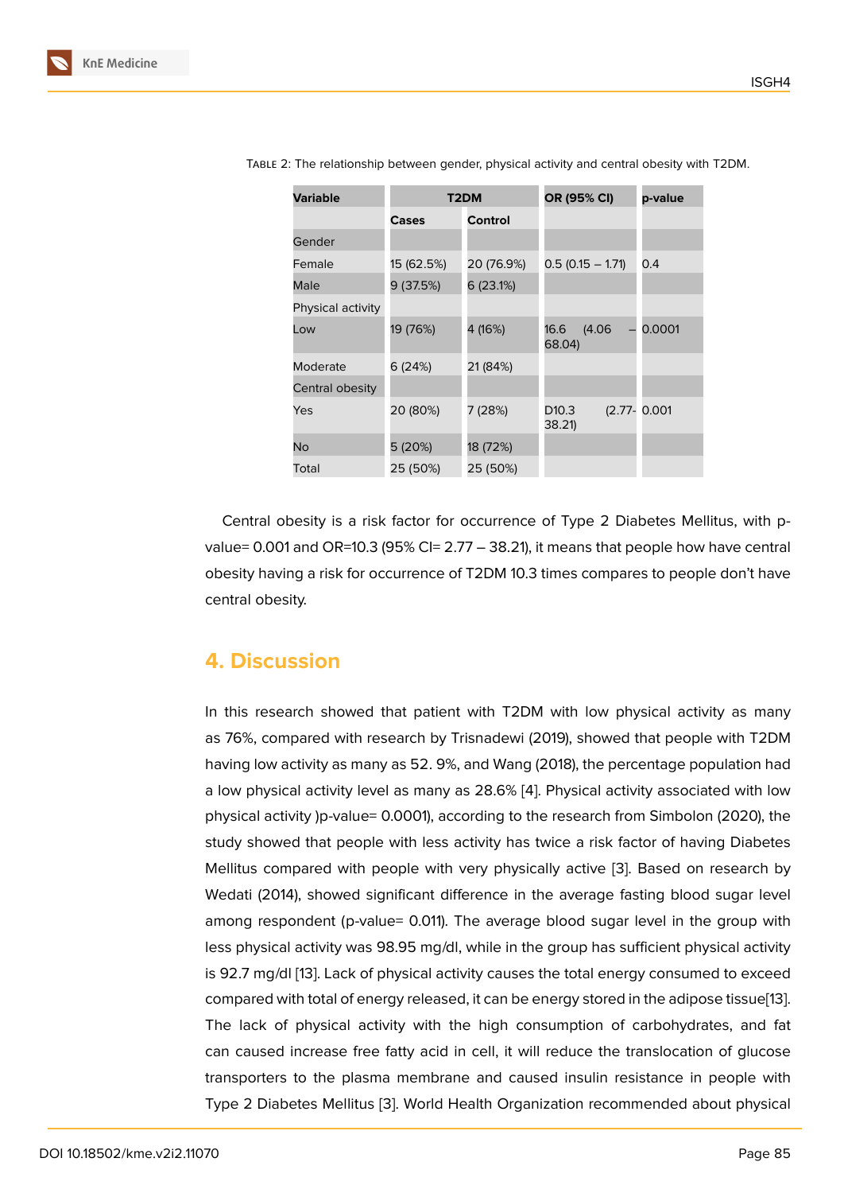Table 2: The relationship between gender, physical activity and central obesity with T2DM.

| Variable | T2DM | | OR (95% CI) | p-value |
|---|---|---|---|---|
| | Cases | Control | | |
| Gender | | | | |
| Female | 15 (62.5%) | 20 (76.9%) | 0.5 (0.15 – 1.71) | 0.4 |
| Male | 9 (37.5%) | 6 (23.1%) | | |
| Physical activity | | | | |
| Low | 19 (76%) | 4 (16%) | 16.6 (4.06 – 68.04) | 0.0001 |
| Moderate | 6 (24%) | 21 (84%) | | |
| Central obesity | | | | |
| Yes | 20 (80%) | 7 (28%) | D10.3 (2.77- 38.21) | 0.001 |
| No | 5 (20%) | 18 (72%) | | |
| Total | 25 (50%) | 25 (50%) | | |

Central obesity is a risk factor for occurrence of Type 2 Diabetes Mellitus, with p-value= 0.001 and OR=10.3 (95% CI= 2.77 – 38.21), it means that people how have central obesity having a risk for occurrence of T2DM 10.3 times compares to people don't have central obesity.

## 4. Discussion

In this research showed that patient with T2DM with low physical activity as many as 76%, compared with research by Trisnadewi (2019), showed that people with T2DM having low activity as many as 52. 9%, and Wang (2018), the percentage population had a low physical activity level as many as 28.6% [4]. Physical activity associated with low physical activity )p-value= 0.0001), according to the research from Simbolon (2020), the study showed that people with less activity has twice a risk factor of having Diabetes Mellitus compared with people with very physically active [3]. Based on research by Wedati (2014), showed significant difference in the average fasting blood sugar level among respondent (p-value= 0.011). The average blood sugar level in the group with less physical activity was 98.95 mg/dl, while in the group has sufficient physical activity is 92.7 mg/dl [13]. Lack of physical activity causes the total energy consumed to exceed compared with total of energy released, it can be energy stored in the adipose tissue[13]. The lack of physical activity with the high consumption of carbohydrates, and fat can caused increase free fatty acid in cell, it will reduce the translocation of glucose transporters to the plasma membrane and caused insulin resistance in people with Type 2 Diabetes Mellitus [3]. World Health Organization recommended about physical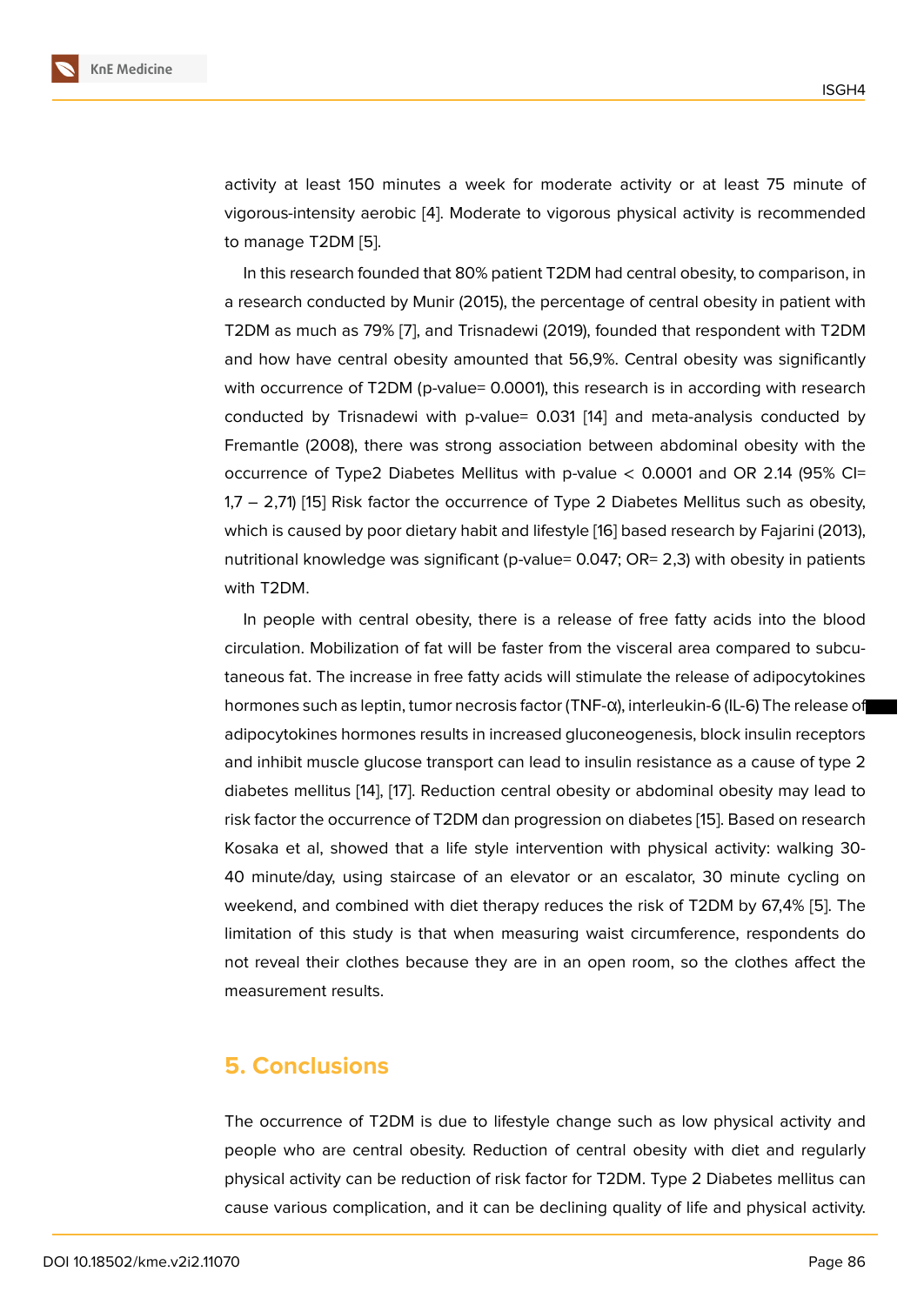activity at least 150 minutes a week for moderate activity or at least 75 minute of vigorous-intensity aerobic [4]. Moderate to vigorous physical activity is recommended to manage T2DM [5].

In this research founded that 80% patient T2DM had central obesity, to comparison, in a research conducted by Munir (2015), the percentage of central obesity in patient with T2DM as much as 79% [7], and Trisnadewi (2019), founded that respondent with T2DM and how have central obesity amounted that 56,9%. Central obesity was significantly with occurrence of T2DM (p-value= 0.0001), this research is in according with research conducted by Trisnadewi with p-value= 0.031 [14] and meta-analysis conducted by Fremantle (2008), there was strong association between abdominal obesity with the occurrence of Type2 Diabetes Mellitus with p-value < 0.0001 and OR 2.14 (95% CI= 1,7 – 2,71) [15] Risk factor the occurrence of Type 2 Diabetes Mellitus such as obesity, which is caused by poor dietary habit and lifestyle [16] based research by Fajarini (2013), nutritional knowledge was significant (p-value= 0.047; OR= 2,3) with obesity in patients with T2DM.

In people with central obesity, there is a release of free fatty acids into the blood circulation. Mobilization of fat will be faster from the visceral area compared to subcutaneous fat. The increase in free fatty acids will stimulate the release of adipocytokines hormones such as leptin, tumor necrosis factor (TNF-α), interleukin-6 (IL-6) The release of adipocytokines hormones results in increased gluconeogenesis, block insulin receptors and inhibit muscle glucose transport can lead to insulin resistance as a cause of type 2 diabetes mellitus [14], [17]. Reduction central obesity or abdominal obesity may lead to risk factor the occurrence of T2DM dan progression on diabetes [15]. Based on research Kosaka et al, showed that a life style intervention with physical activity: walking 30-40 minute/day, using staircase of an elevator or an escalator, 30 minute cycling on weekend, and combined with diet therapy reduces the risk of T2DM by 67,4% [5]. The limitation of this study is that when measuring waist circumference, respondents do not reveal their clothes because they are in an open room, so the clothes affect the measurement results.

## 5. Conclusions

The occurrence of T2DM is due to lifestyle change such as low physical activity and people who are central obesity. Reduction of central obesity with diet and regularly physical activity can be reduction of risk factor for T2DM. Type 2 Diabetes mellitus can cause various complication, and it can be declining quality of life and physical activity.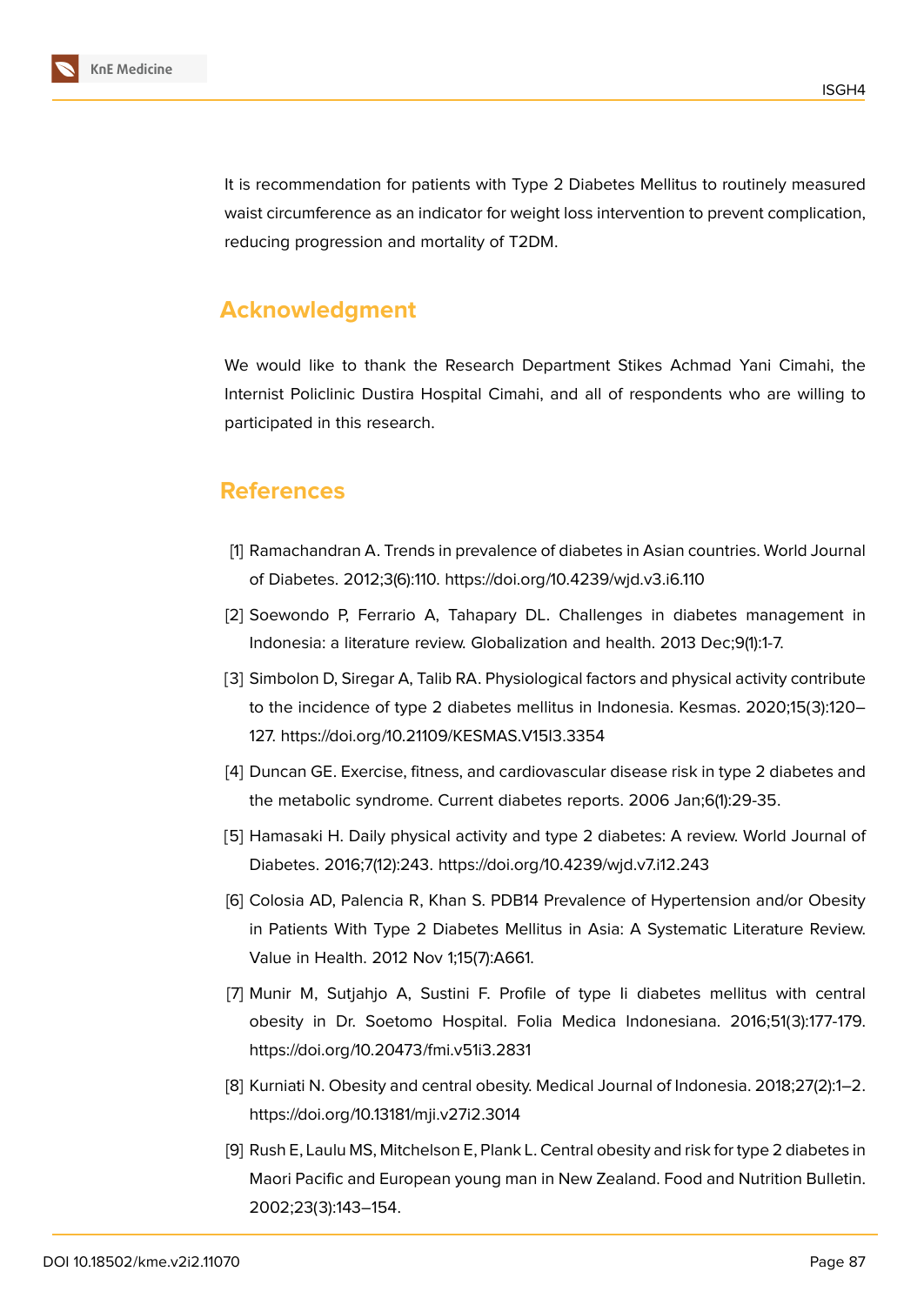It is recommendation for patients with Type 2 Diabetes Mellitus to routinely measured waist circumference as an indicator for weight loss intervention to prevent complication, reducing progression and mortality of T2DM.

## Acknowledgment

We would like to thank the Research Department Stikes Achmad Yani Cimahi, the Internist Policlinic Dustira Hospital Cimahi, and all of respondents who are willing to participated in this research.

## References

[1] Ramachandran A. Trends in prevalence of diabetes in Asian countries. World Journal of Diabetes. 2012;3(6):110. https://doi.org/10.4239/wjd.v3.i6.110

[2] Soewondo P, Ferrario A, Tahapary DL. Challenges in diabetes management in Indonesia: a literature review. Globalization and health. 2013 Dec;9(1):1-7.

[3] Simbolon D, Siregar A, Talib RA. Physiological factors and physical activity contribute to the incidence of type 2 diabetes mellitus in Indonesia. Kesmas. 2020;15(3):120–127. https://doi.org/10.21109/KESMAS.V15I3.3354

[4] Duncan GE. Exercise, fitness, and cardiovascular disease risk in type 2 diabetes and the metabolic syndrome. Current diabetes reports. 2006 Jan;6(1):29-35.

[5] Hamasaki H. Daily physical activity and type 2 diabetes: A review. World Journal of Diabetes. 2016;7(12):243. https://doi.org/10.4239/wjd.v7.i12.243

[6] Colosia AD, Palencia R, Khan S. PDB14 Prevalence of Hypertension and/or Obesity in Patients With Type 2 Diabetes Mellitus in Asia: A Systematic Literature Review. Value in Health. 2012 Nov 1;15(7):A661.

[7] Munir M, Sutjahjo A, Sustini F. Profile of type Ii diabetes mellitus with central obesity in Dr. Soetomo Hospital. Folia Medica Indonesiana. 2016;51(3):177-179. https://doi.org/10.20473/fmi.v51i3.2831

[8] Kurniati N. Obesity and central obesity. Medical Journal of Indonesia. 2018;27(2):1–2. https://doi.org/10.13181/mji.v27i2.3014

[9] Rush E, Laulu MS, Mitchelson E, Plank L. Central obesity and risk for type 2 diabetes in Maori Pacific and European young man in New Zealand. Food and Nutrition Bulletin. 2002;23(3):143–154.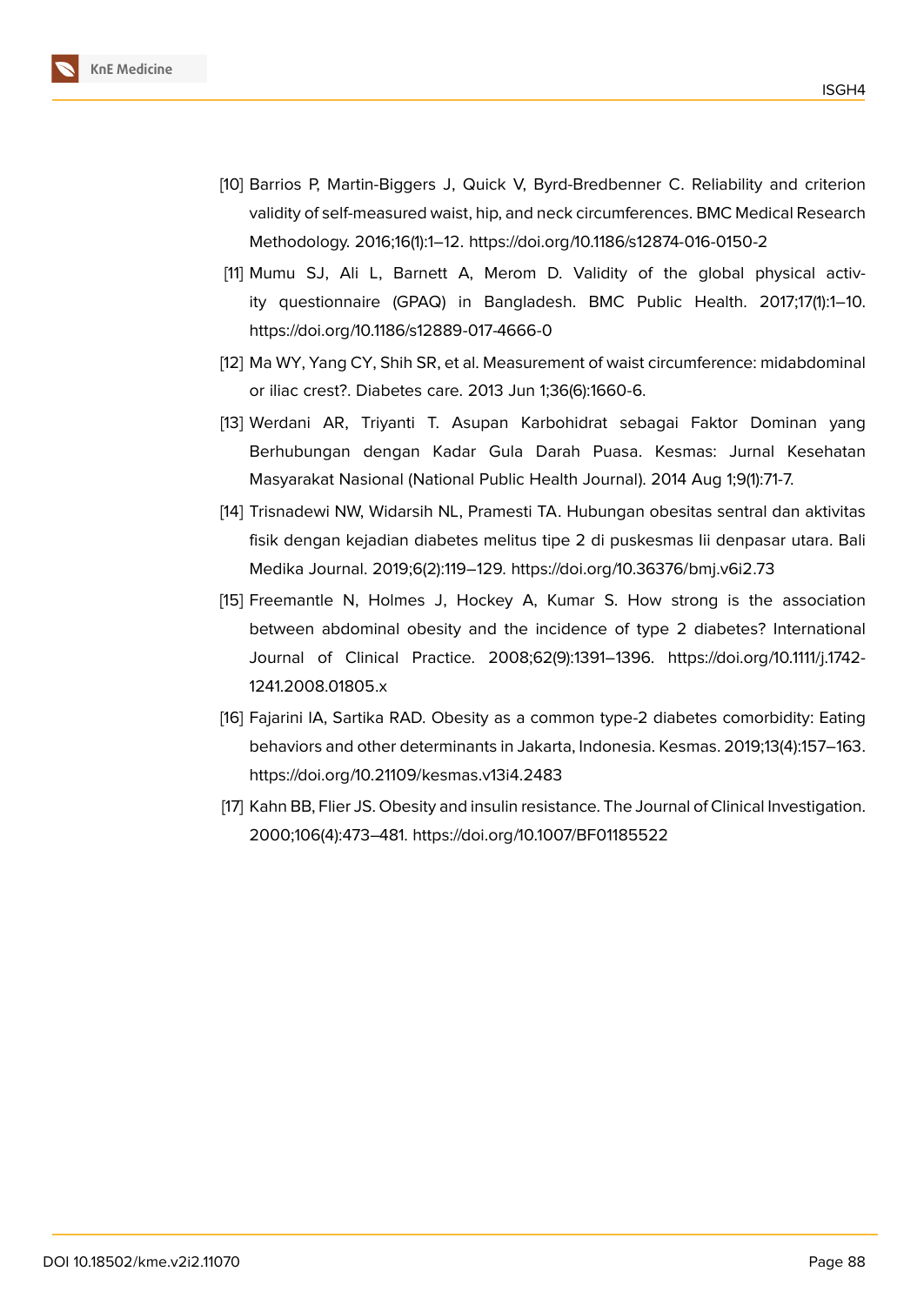[10] Barrios P, Martin-Biggers J, Quick V, Byrd-Bredbenner C. Reliability and criterion validity of self-measured waist, hip, and neck circumferences. BMC Medical Research Methodology. 2016;16(1):1–12. https://doi.org/10.1186/s12874-016-0150-2

[11] Mumu SJ, Ali L, Barnett A, Merom D. Validity of the global physical activity questionnaire (GPAQ) in Bangladesh. BMC Public Health. 2017;17(1):1–10. https://doi.org/10.1186/s12889-017-4666-0

[12] Ma WY, Yang CY, Shih SR, et al. Measurement of waist circumference: midabdominal or iliac crest?. Diabetes care. 2013 Jun 1;36(6):1660-6.

[13] Werdani AR, Triyanti T. Asupan Karbohidrat sebagai Faktor Dominan yang Berhubungan dengan Kadar Gula Darah Puasa. Kesmas: Jurnal Kesehatan Masyarakat Nasional (National Public Health Journal). 2014 Aug 1;9(1):71-7.

[14] Trisnadewi NW, Widarsih NL, Pramesti TA. Hubungan obesitas sentral dan aktivitas fisik dengan kejadian diabetes melitus tipe 2 di puskesmas Iii denpasar utara. Bali Medika Journal. 2019;6(2):119–129. https://doi.org/10.36376/bmj.v6i2.73

[15] Freemantle N, Holmes J, Hockey A, Kumar S. How strong is the association between abdominal obesity and the incidence of type 2 diabetes? International Journal of Clinical Practice. 2008;62(9):1391–1396. https://doi.org/10.1111/j.1742-1241.2008.01805.x

[16] Fajarini IA, Sartika RAD. Obesity as a common type-2 diabetes comorbidity: Eating behaviors and other determinants in Jakarta, Indonesia. Kesmas. 2019;13(4):157–163. https://doi.org/10.21109/kesmas.v13i4.2483

[17] Kahn BB, Flier JS. Obesity and insulin resistance. The Journal of Clinical Investigation. 2000;106(4):473–481. https://doi.org/10.1007/BF01185522